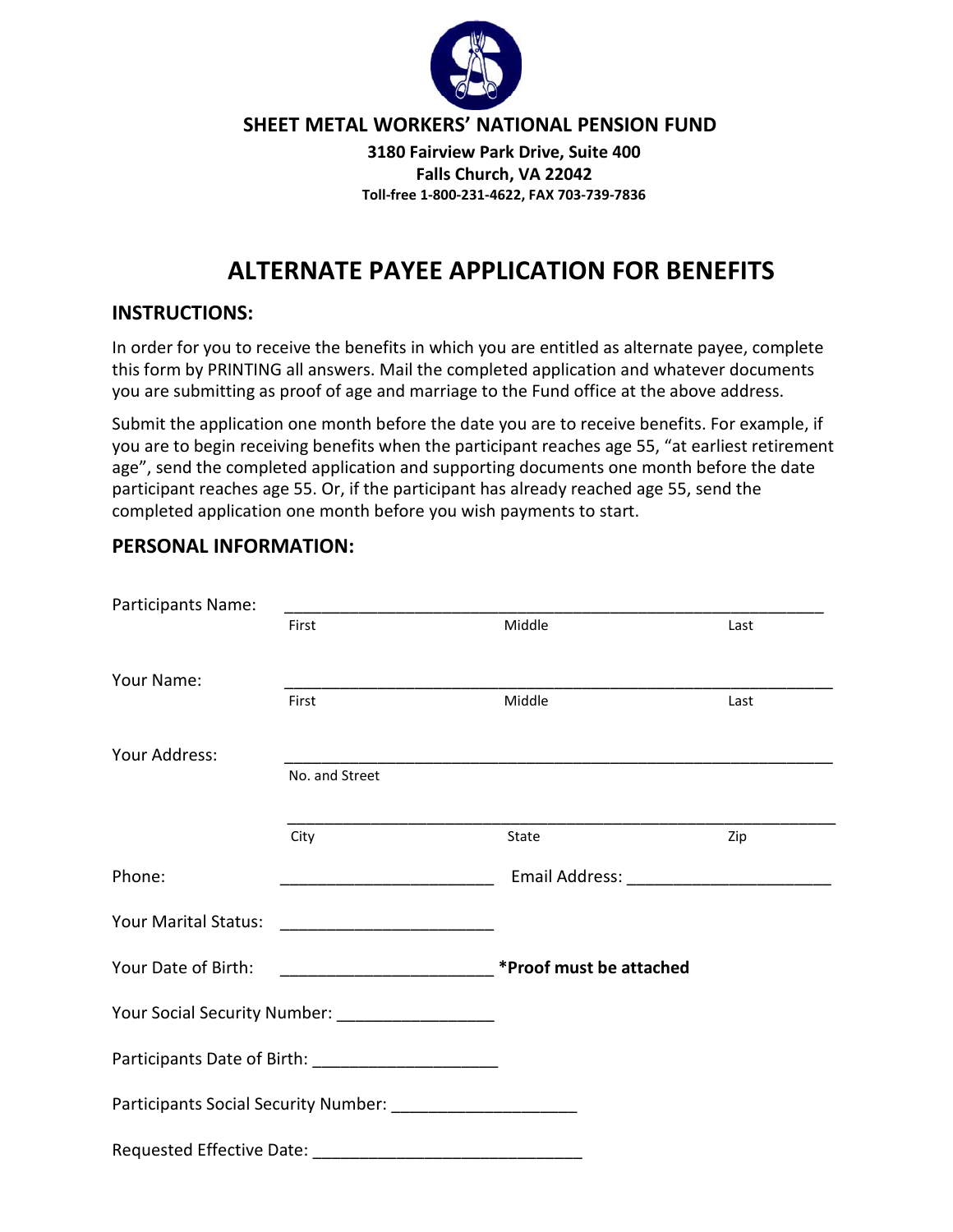**SHEET METAL WORKERS' NATIONAL PENSION FUND**

**3180 Fairview Park Drive, Suite 400**
**Falls Church, VA 22042**
**Toll-free 1-800-231-4622, FAX 703-739-7836**

# ALTERNATE PAYEE APPLICATION FOR BENEFITS

## INSTRUCTIONS:

In order for you to receive the benefits in which you are entitled as alternate payee, complete this form by PRINTING all answers. Mail the completed application and whatever documents you are submitting as proof of age and marriage to the Fund office at the above address.

Submit the application one month before the date you are to receive benefits. For example, if you are to begin receiving benefits when the participant reaches age 55, "at earliest retirement age", send the completed application and supporting documents one month before the date participant reaches age 55. Or, if the participant has already reached age 55, send the completed application one month before you wish payments to start.

## PERSONAL INFORMATION:

Participants Name: ____________________________________________________________
First Middle Last

Your Name: ____________________________________________________________
First Middle Last

Your Address: ____________________________________________________________
No. and Street

____________________________________________________________
City State Zip

Phone: ________________________ Email Address: ______________________

Your Marital Status: ________________________

Your Date of Birth: ________________________ **\*Proof must be attached**

Your Social Security Number: _________________

Participants Date of Birth: ____________________

Participants Social Security Number: ___________________

Requested Effective Date: ____________________________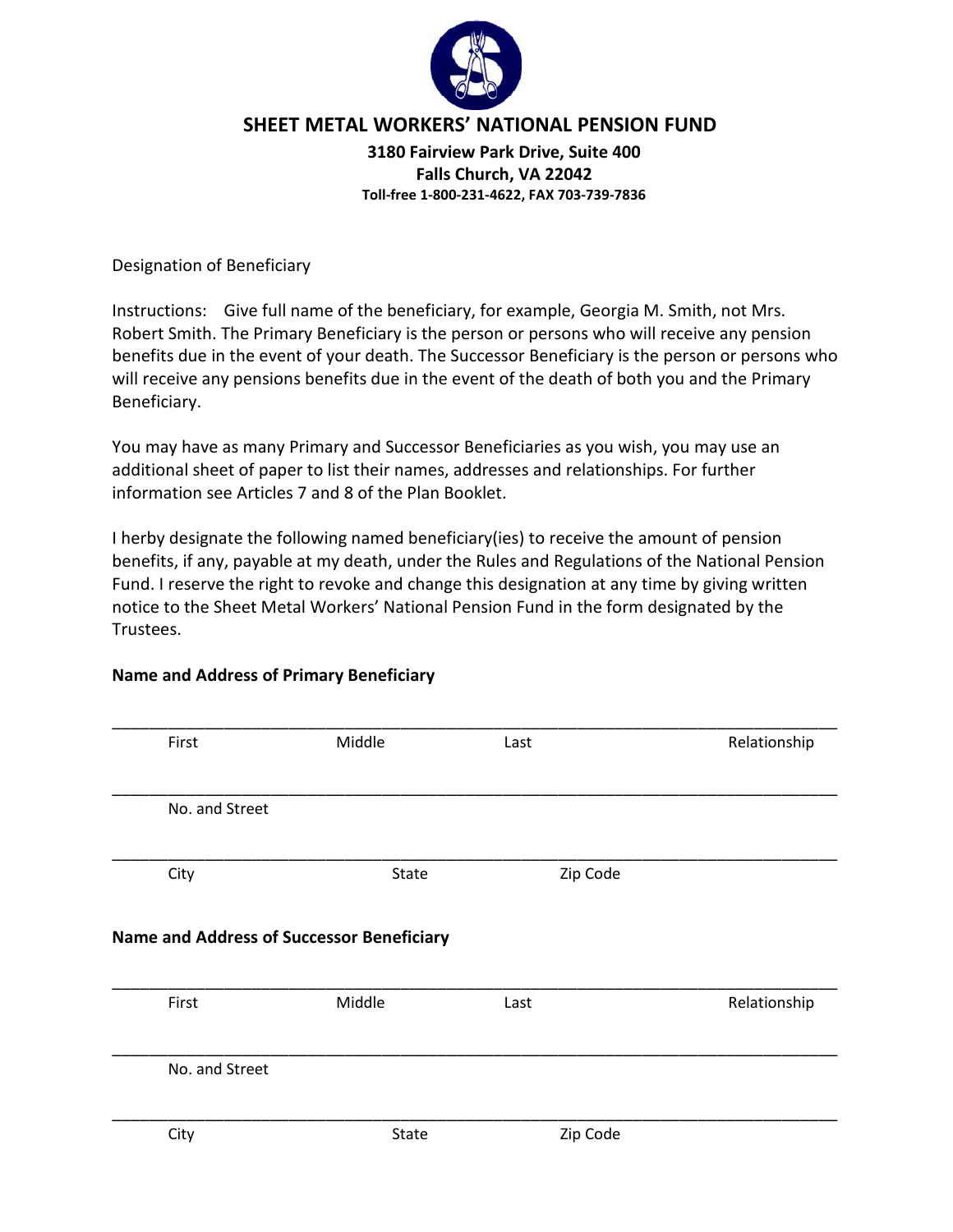## SHEET METAL WORKERS' NATIONAL PENSION FUND

**3180 Fairview Park Drive, Suite 400**
**Falls Church, VA 22042**
**Toll-free 1-800-231-4622, FAX 703-739-7836**

Designation of Beneficiary

Instructions: Give full name of the beneficiary, for example, Georgia M. Smith, not Mrs. Robert Smith. The Primary Beneficiary is the person or persons who will receive any pension benefits due in the event of your death. The Successor Beneficiary is the person or persons who will receive any pensions benefits due in the event of the death of both you and the Primary Beneficiary.

You may have as many Primary and Successor Beneficiaries as you wish, you may use an additional sheet of paper to list their names, addresses and relationships. For further information see Articles 7 and 8 of the Plan Booklet.

I herby designate the following named beneficiary(ies) to receive the amount of pension benefits, if any, payable at my death, under the Rules and Regulations of the National Pension Fund. I reserve the right to revoke and change this designation at any time by giving written notice to the Sheet Metal Workers' National Pension Fund in the form designated by the Trustees.

**Name and Address of Primary Beneficiary**

_______________________________________________________________________________
First Middle Last Relationship

_______________________________________________________________________________
No. and Street

_______________________________________________________________________________
City State Zip Code

**Name and Address of Successor Beneficiary**

_______________________________________________________________________________
First Middle Last Relationship

_______________________________________________________________________________
No. and Street

_______________________________________________________________________________
City State Zip Code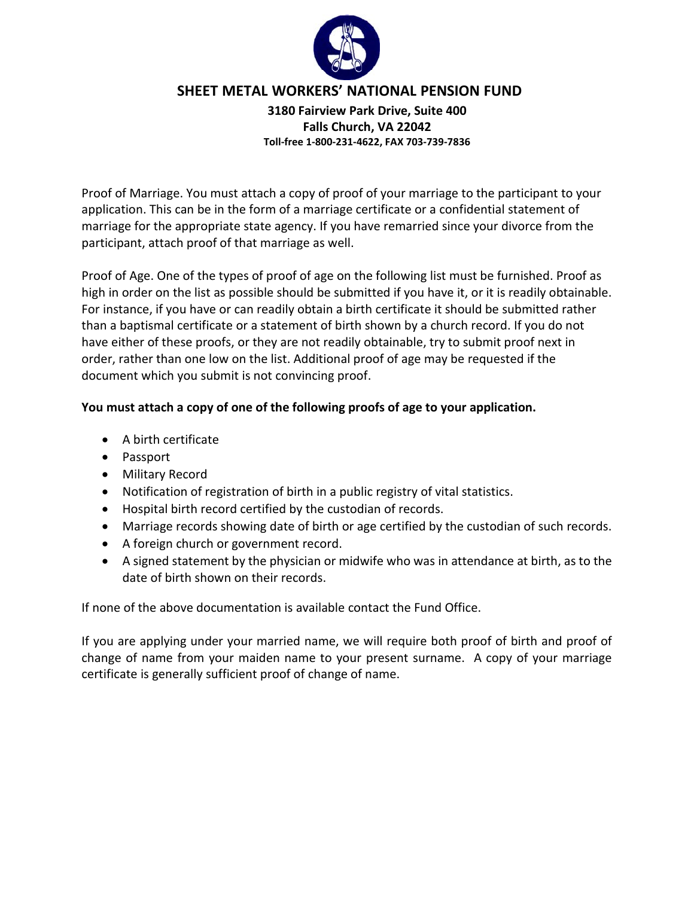**SHEET METAL WORKERS' NATIONAL PENSION FUND**

**3180 Fairview Park Drive, Suite 400**
**Falls Church, VA 22042**
**Toll-free 1-800-231-4622, FAX 703-739-7836**

Proof of Marriage. You must attach a copy of proof of your marriage to the participant to your application. This can be in the form of a marriage certificate or a confidential statement of marriage for the appropriate state agency. If you have remarried since your divorce from the participant, attach proof of that marriage as well.

Proof of Age. One of the types of proof of age on the following list must be furnished. Proof as high in order on the list as possible should be submitted if you have it, or it is readily obtainable. For instance, if you have or can readily obtain a birth certificate it should be submitted rather than a baptismal certificate or a statement of birth shown by a church record. If you do not have either of these proofs, or they are not readily obtainable, try to submit proof next in order, rather than one low on the list. Additional proof of age may be requested if the document which you submit is not convincing proof.

**You must attach a copy of one of the following proofs of age to your application.**

- A birth certificate
- Passport
- Military Record
- Notification of registration of birth in a public registry of vital statistics.
- Hospital birth record certified by the custodian of records.
- Marriage records showing date of birth or age certified by the custodian of such records.
- A foreign church or government record.
- A signed statement by the physician or midwife who was in attendance at birth, as to the date of birth shown on their records.

If none of the above documentation is available contact the Fund Office.

If you are applying under your married name, we will require both proof of birth and proof of change of name from your maiden name to your present surname. A copy of your marriage certificate is generally sufficient proof of change of name.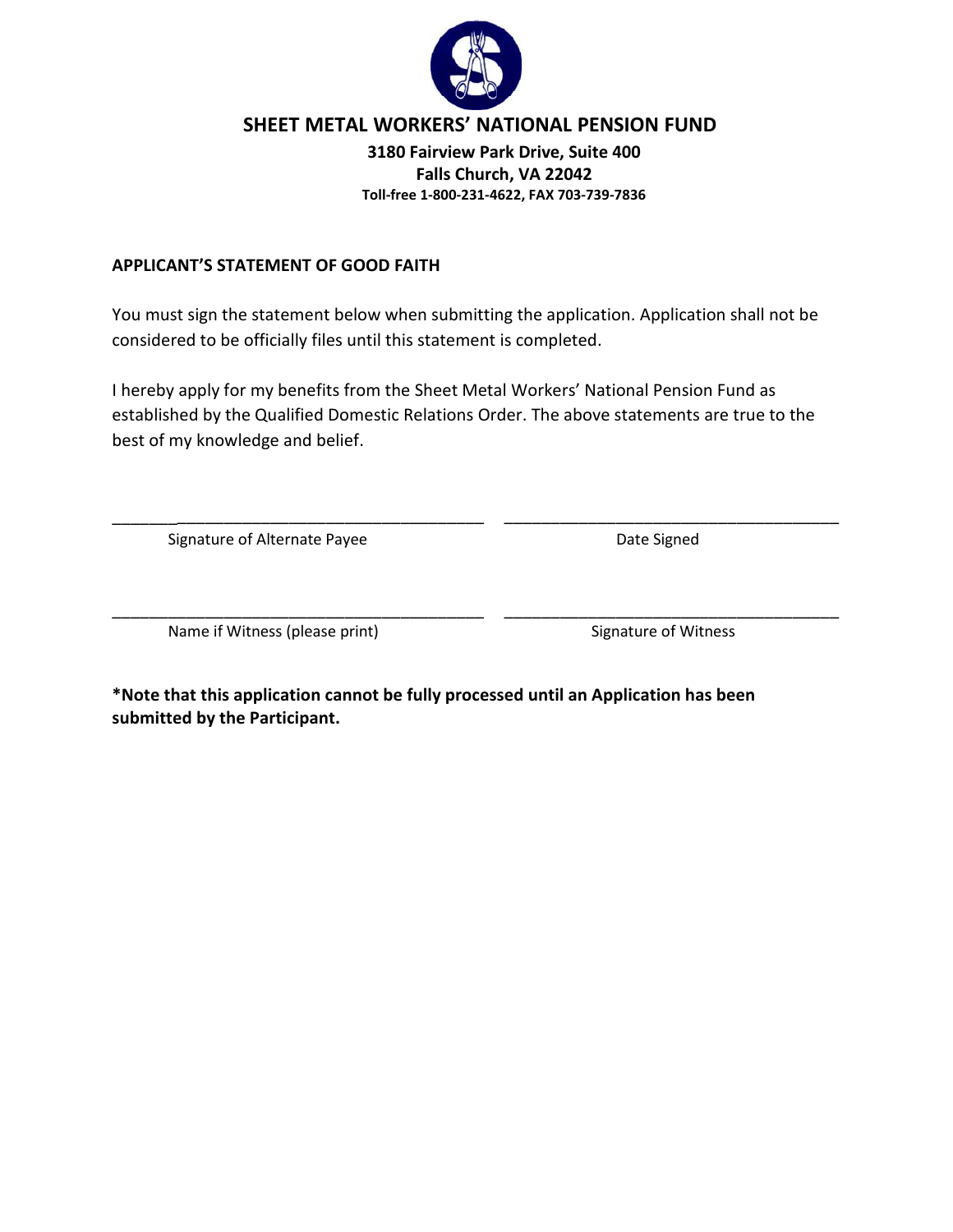# SHEET METAL WORKERS' NATIONAL PENSION FUND

**3180 Fairview Park Drive, Suite 400**
**Falls Church, VA 22042**
**Toll-free 1-800-231-4622, FAX 703-739-7836**

**APPLICANT'S STATEMENT OF GOOD FAITH**

You must sign the statement below when submitting the application. Application shall not be considered to be officially files until this statement is completed.

I hereby apply for my benefits from the Sheet Metal Workers' National Pension Fund as established by the Qualified Domestic Relations Order. The above statements are true to the best of my knowledge and belief.

| | |
|---|---|
| ______________________________ | ______________________________ |
| Signature of Alternate Payee | Date Signed |
| ______________________________ | ______________________________ |
| Name if Witness (please print) | Signature of Witness |

**\*Note that this application cannot be fully processed until an Application has been submitted by the Participant.**